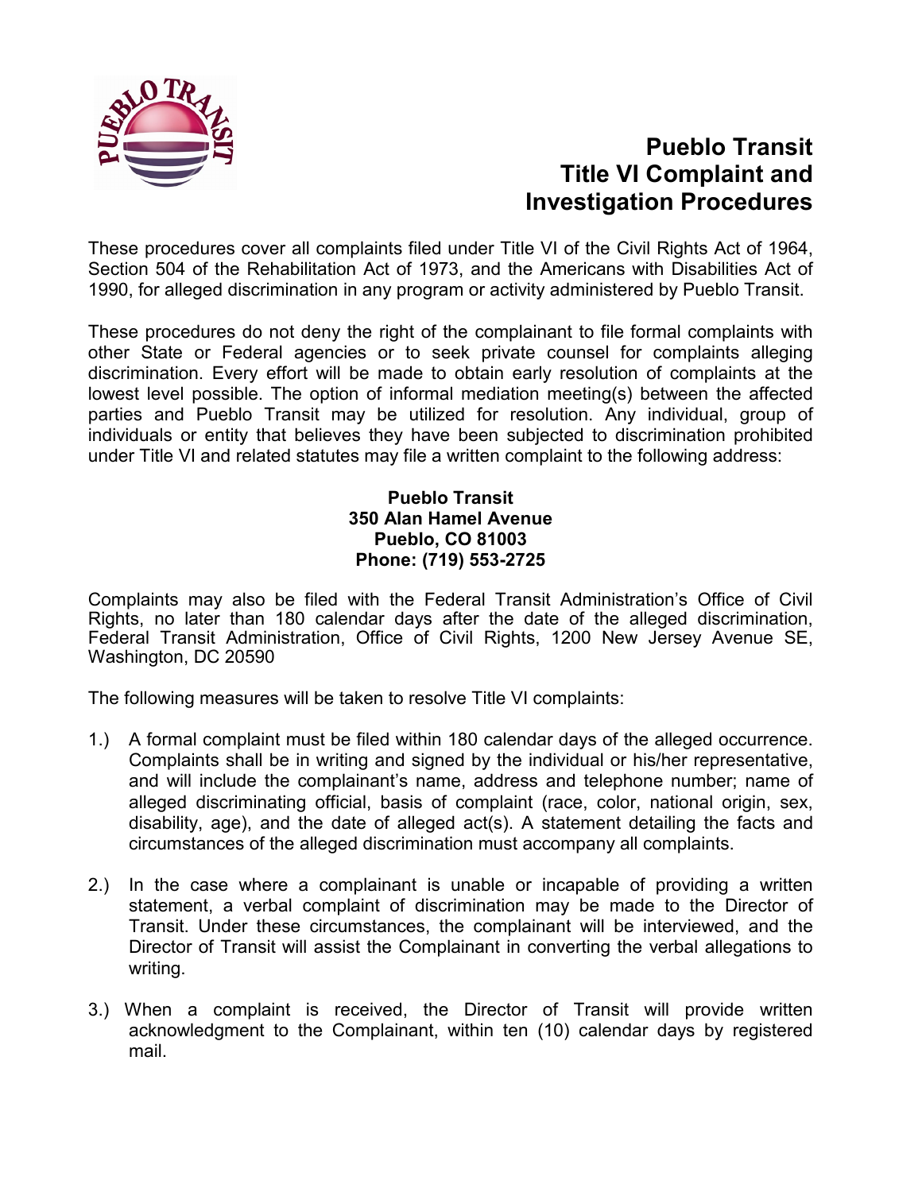# Pueblo Transit Title VI Complaint and Investigation Procedures

These procedures cover all complaints filed under Title VI of the Civil Rights Act of 1964, Section 504 of the Rehabilitation Act of 1973, and the Americans with Disabilities Act of 1990, for alleged discrimination in any program or activity administered by Pueblo Transit.

These procedures do not deny the right of the complainant to file formal complaints with other State or Federal agencies or to seek private counsel for complaints alleging discrimination. Every effort will be made to obtain early resolution of complaints at the lowest level possible. The option of informal mediation meeting(s) between the affected parties and Pueblo Transit may be utilized for resolution. Any individual, group of individuals or entity that believes they have been subjected to discrimination prohibited under Title VI and related statutes may file a written complaint to the following address:

**Pueblo Transit**
**350 Alan Hamel Avenue**
**Pueblo, CO 81003**
**Phone: (719) 553-2725**

Complaints may also be filed with the Federal Transit Administration's Office of Civil Rights, no later than 180 calendar days after the date of the alleged discrimination, Federal Transit Administration, Office of Civil Rights, 1200 New Jersey Avenue SE, Washington, DC 20590

The following measures will be taken to resolve Title VI complaints:

1.) A formal complaint must be filed within 180 calendar days of the alleged occurrence. Complaints shall be in writing and signed by the individual or his/her representative, and will include the complainant's name, address and telephone number; name of alleged discriminating official, basis of complaint (race, color, national origin, sex, disability, age), and the date of alleged act(s). A statement detailing the facts and circumstances of the alleged discrimination must accompany all complaints.

2.) In the case where a complainant is unable or incapable of providing a written statement, a verbal complaint of discrimination may be made to the Director of Transit. Under these circumstances, the complainant will be interviewed, and the Director of Transit will assist the Complainant in converting the verbal allegations to writing.

3.) When a complaint is received, the Director of Transit will provide written acknowledgment to the Complainant, within ten (10) calendar days by registered mail.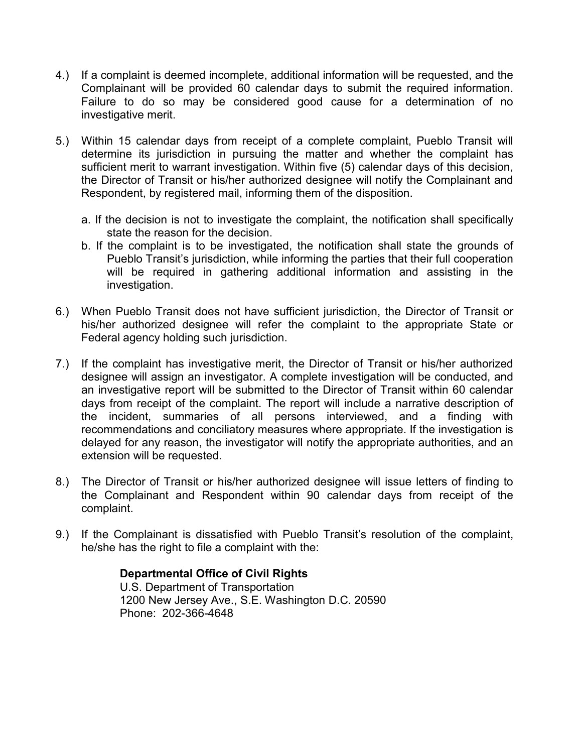4.) If a complaint is deemed incomplete, additional information will be requested, and the Complainant will be provided 60 calendar days to submit the required information. Failure to do so may be considered good cause for a determination of no investigative merit.

5.) Within 15 calendar days from receipt of a complete complaint, Pueblo Transit will determine its jurisdiction in pursuing the matter and whether the complaint has sufficient merit to warrant investigation. Within five (5) calendar days of this decision, the Director of Transit or his/her authorized designee will notify the Complainant and Respondent, by registered mail, informing them of the disposition.

   a. If the decision is not to investigate the complaint, the notification shall specifically state the reason for the decision.
   
   b. If the complaint is to be investigated, the notification shall state the grounds of Pueblo Transit's jurisdiction, while informing the parties that their full cooperation will be required in gathering additional information and assisting in the investigation.

6.) When Pueblo Transit does not have sufficient jurisdiction, the Director of Transit or his/her authorized designee will refer the complaint to the appropriate State or Federal agency holding such jurisdiction.

7.) If the complaint has investigative merit, the Director of Transit or his/her authorized designee will assign an investigator. A complete investigation will be conducted, and an investigative report will be submitted to the Director of Transit within 60 calendar days from receipt of the complaint. The report will include a narrative description of the incident, summaries of all persons interviewed, and a finding with recommendations and conciliatory measures where appropriate. If the investigation is delayed for any reason, the investigator will notify the appropriate authorities, and an extension will be requested.

8.) The Director of Transit or his/her authorized designee will issue letters of finding to the Complainant and Respondent within 90 calendar days from receipt of the complaint.

9.) If the Complainant is dissatisfied with Pueblo Transit's resolution of the complaint, he/she has the right to file a complaint with the:

**Departmental Office of Civil Rights**
U.S. Department of Transportation
1200 New Jersey Ave., S.E. Washington D.C. 20590
Phone: 202-366-4648